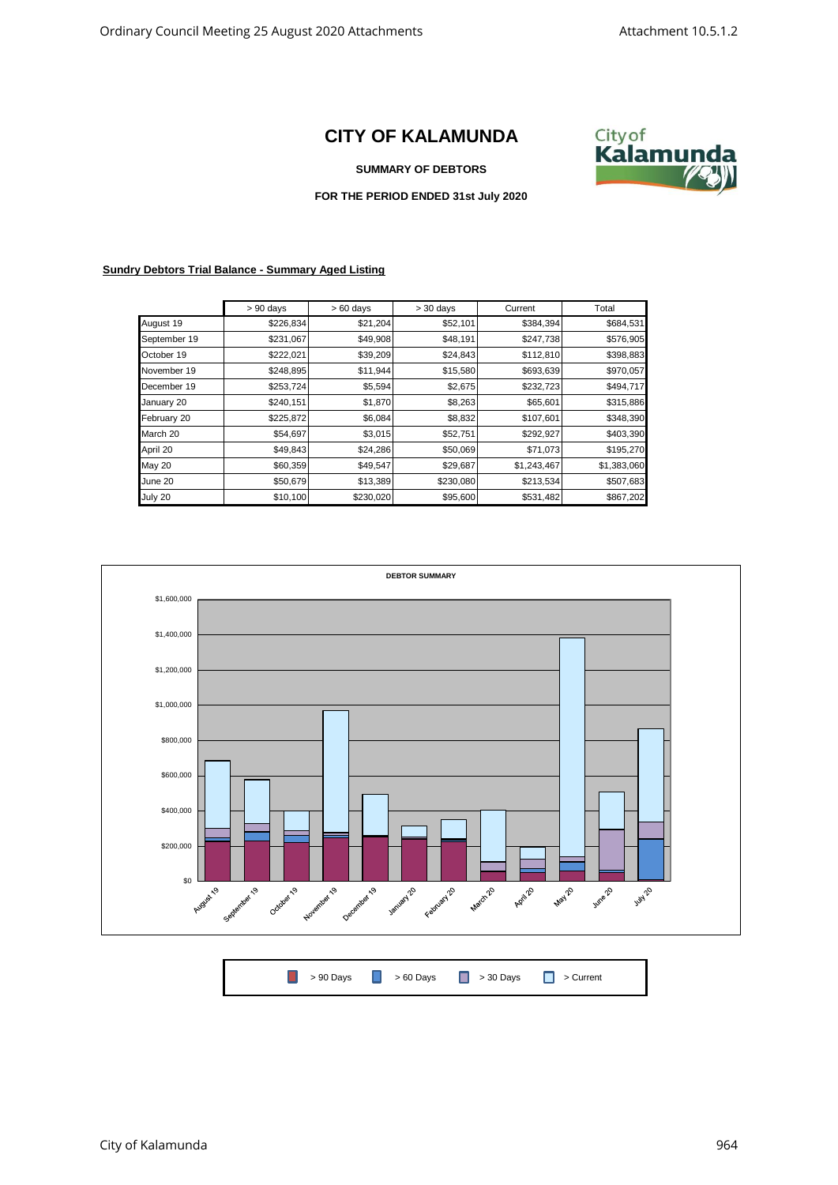# CITY OF KALAMUNDA

**SUMMARY OF DEBTORS**

**FOR THE PERIOD ENDED 31st July 2020**

**Sundry Debtors Trial Balance - Summary Aged Listing**

| | > 90 days | > 60 days | > 30 days | Current | Total |
|---|---|---|---|---|---|
| August 19 | $226,834 | $21,204 | $52,101 | $384,394 | $684,531 |
| September 19 | $231,067 | $49,908 | $48,191 | $247,738 | $576,905 |
| October 19 | $222,021 | $39,209 | $24,843 | $112,810 | $398,883 |
| November 19 | $248,895 | $11,944 | $15,580 | $693,639 | $970,057 |
| December 19 | $253,724 | $5,594 | $2,675 | $232,723 | $494,717 |
| January 20 | $240,151 | $1,870 | $8,263 | $65,601 | $315,886 |
| February 20 | $225,872 | $6,084 | $8,832 | $107,601 | $348,390 |
| March 20 | $54,697 | $3,015 | $52,751 | $292,927 | $403,390 |
| April 20 | $49,843 | $24,286 | $50,069 | $71,073 | $195,270 |
| May 20 | $60,359 | $49,547 | $29,687 | $1,243,467 | $1,383,060 |
| June 20 | $50,679 | $13,389 | $230,080 | $213,534 | $507,683 |
| July 20 | $10,100 | $230,020 | $95,600 | $531,482 | $867,202 |

**DEBTOR SUMMARY**

> 90 Days | > 60 Days | > 30 Days | > Current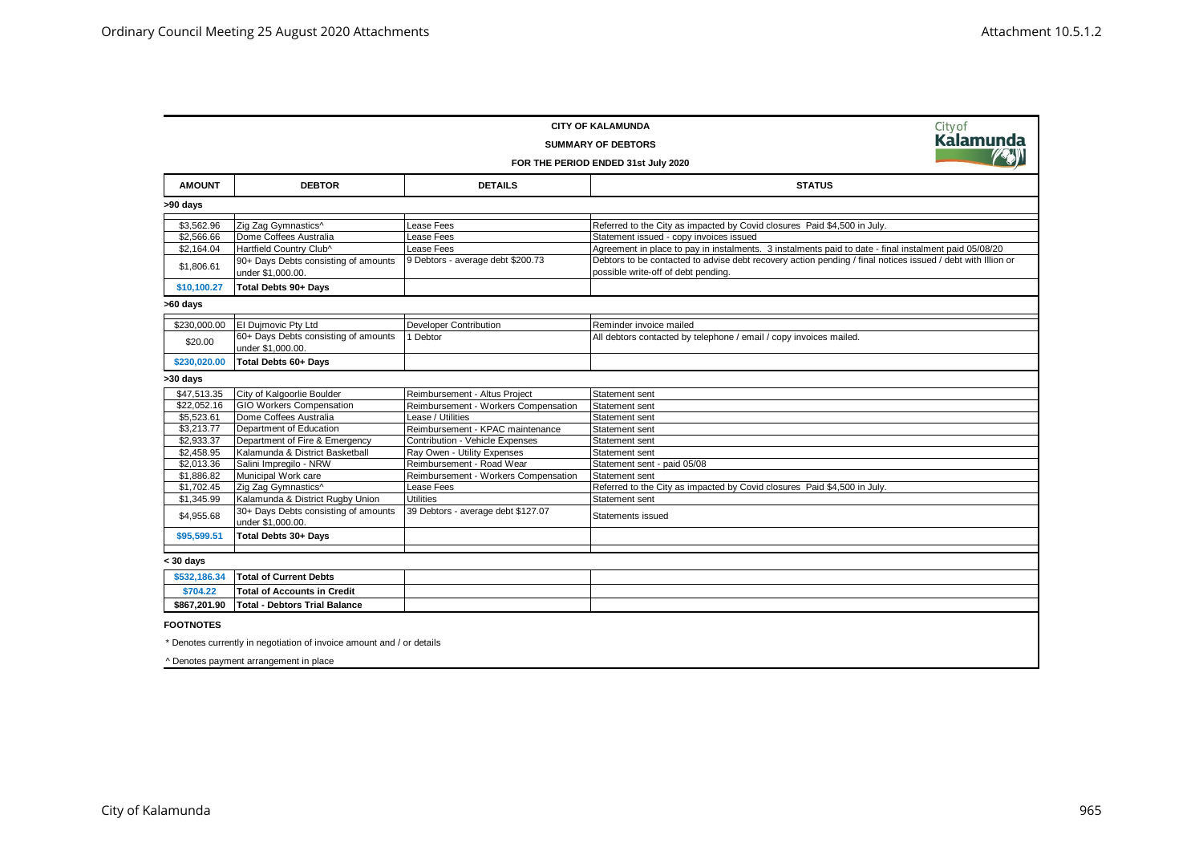**CITY OF KALAMUNDA**

**SUMMARY OF DEBTORS**

**FOR THE PERIOD ENDED 31st July 2020**

| AMOUNT | DEBTOR | DETAILS | STATUS |
|---|---|---|---|
| **>90 days** | | | |
| $3,562.96 | Zig Zag Gymnastics^ | Lease Fees | Referred to the City as impacted by Covid closures Paid $4,500 in July. |
| $2,566.66 | Dome Coffees Australia | Lease Fees | Statement issued - copy invoices issued |
| $2,164.04 | Hartfield Country Club^ | Lease Fees | Agreement in place to pay in instalments. 3 instalments paid to date - final instalment paid 05/08/20 |
| $1,806.61 | 90+ Days Debts consisting of amounts under $1,000.00. | 9 Debtors - average debt $200.73 | Debtors to be contacted to advise debt recovery action pending / final notices issued / debt with Illion or possible write-off of debt pending. |
| **$10,100.27** | **Total Debts 90+ Days** | | |
| **>60 days** | | | |
| $230,000.00 | El Dujmovic Pty Ltd | Developer Contribution | Reminder invoice mailed |
| $20.00 | 60+ Days Debts consisting of amounts under $1,000.00. | 1 Debtor | All debtors contacted by telephone / email / copy invoices mailed. |
| **$230,020.00** | **Total Debts 60+ Days** | | |
| **>30 days** | | | |
| $47,513.35 | City of Kalgoorlie Boulder | Reimbursement - Altus Project | Statement sent |
| $22,052.16 | GIO Workers Compensation | Reimbursement - Workers Compensation | Statement sent |
| $5,523.61 | Dome Coffees Australia | Lease / Utilities | Statement sent |
| $3,213.77 | Department of Education | Reimbursement - KPAC maintenance | Statement sent |
| $2,933.37 | Department of Fire & Emergency | Contribution - Vehicle Expenses | Statement sent |
| $2,458.95 | Kalamunda & District Basketball | Ray Owen - Utility Expenses | Statement sent |
| $2,013.36 | Salini Impregilo - NRW | Reimbursement - Road Wear | Statement sent - paid 05/08 |
| $1,886.82 | Municipal Work care | Reimbursement - Workers Compensation | Statement sent |
| $1,702.45 | Zig Zag Gymnastics^ | Lease Fees | Referred to the City as impacted by Covid closures Paid $4,500 in July. |
| $1,345.99 | Kalamunda & District Rugby Union | Utilities | Statement sent |
| $4,955.68 | 30+ Days Debts consisting of amounts under $1,000.00. | 39 Debtors - average debt $127.07 | Statements issued |
| **$95,599.51** | **Total Debts 30+ Days** | | |
| **< 30 days** | | | |
| **$532,186.34** | **Total of Current Debts** | | |
| **$704.22** | **Total of Accounts in Credit** | | |
| **$867,201.90** | **Total - Debtors Trial Balance** | | |

**FOOTNOTES**

* Denotes currently in negotiation of invoice amount and / or details

^ Denotes payment arrangement in place